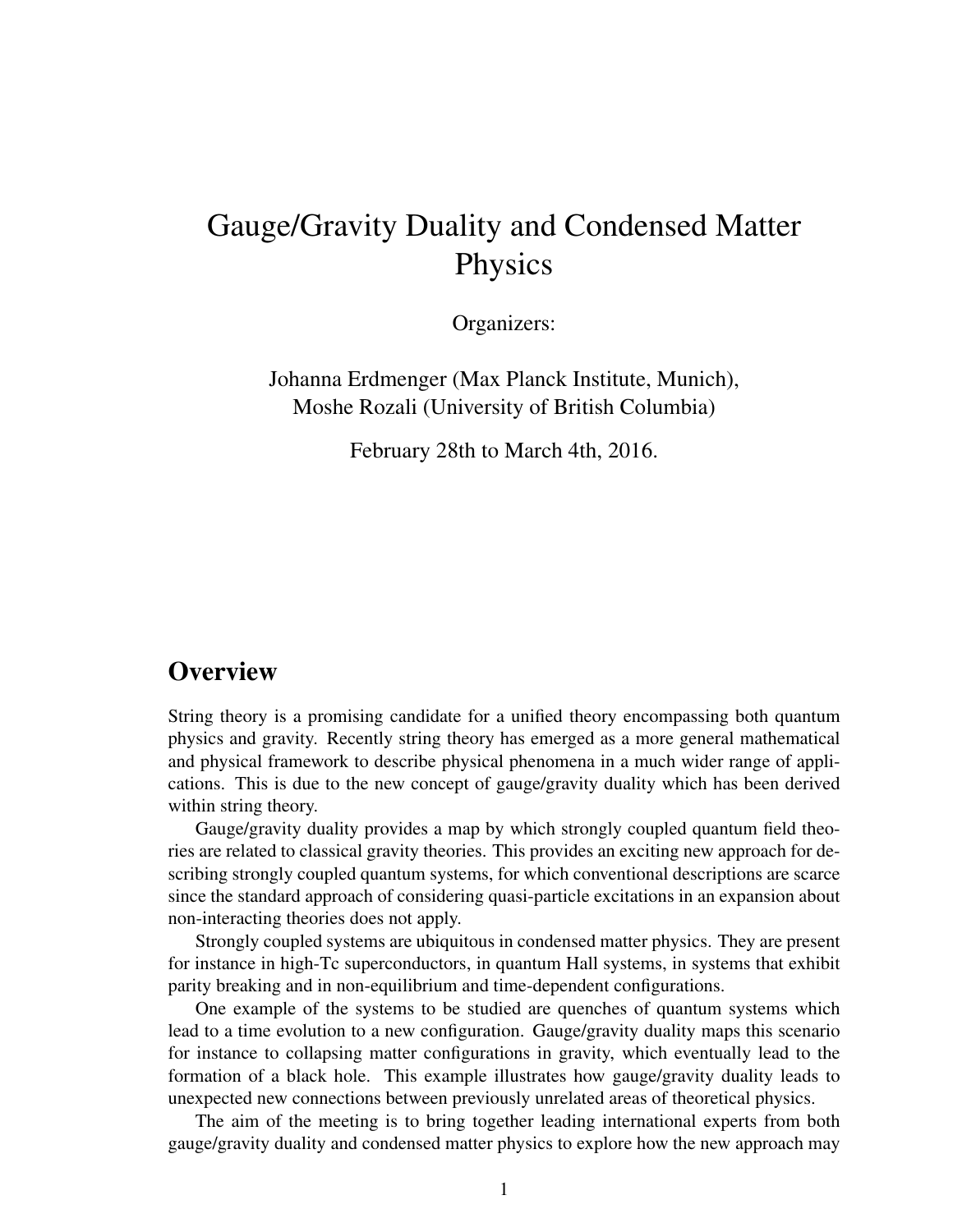# Gauge/Gravity Duality and Condensed Matter Physics

Organizers:

Johanna Erdmenger (Max Planck Institute, Munich),
Moshe Rozali (University of British Columbia)

February 28th to March 4th, 2016.

## Overview

String theory is a promising candidate for a unified theory encompassing both quantum physics and gravity. Recently string theory has emerged as a more general mathematical and physical framework to describe physical phenomena in a much wider range of applications. This is due to the new concept of gauge/gravity duality which has been derived within string theory.

Gauge/gravity duality provides a map by which strongly coupled quantum field theories are related to classical gravity theories. This provides an exciting new approach for describing strongly coupled quantum systems, for which conventional descriptions are scarce since the standard approach of considering quasi-particle excitations in an expansion about non-interacting theories does not apply.

Strongly coupled systems are ubiquitous in condensed matter physics. They are present for instance in high-Tc superconductors, in quantum Hall systems, in systems that exhibit parity breaking and in non-equilibrium and time-dependent configurations.

One example of the systems to be studied are quenches of quantum systems which lead to a time evolution to a new configuration. Gauge/gravity duality maps this scenario for instance to collapsing matter configurations in gravity, which eventually lead to the formation of a black hole. This example illustrates how gauge/gravity duality leads to unexpected new connections between previously unrelated areas of theoretical physics.

The aim of the meeting is to bring together leading international experts from both gauge/gravity duality and condensed matter physics to explore how the new approach may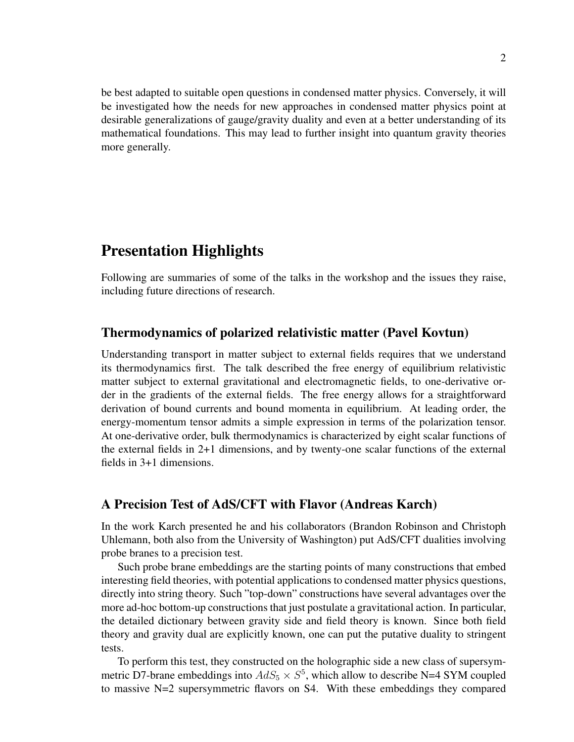be best adapted to suitable open questions in condensed matter physics. Conversely, it will be investigated how the needs for new approaches in condensed matter physics point at desirable generalizations of gauge/gravity duality and even at a better understanding of its mathematical foundations. This may lead to further insight into quantum gravity theories more generally.

# Presentation Highlights

Following are summaries of some of the talks in the workshop and the issues they raise, including future directions of research.

## Thermodynamics of polarized relativistic matter (Pavel Kovtun)

Understanding transport in matter subject to external fields requires that we understand its thermodynamics first. The talk described the free energy of equilibrium relativistic matter subject to external gravitational and electromagnetic fields, to one-derivative order in the gradients of the external fields. The free energy allows for a straightforward derivation of bound currents and bound momenta in equilibrium. At leading order, the energy-momentum tensor admits a simple expression in terms of the polarization tensor. At one-derivative order, bulk thermodynamics is characterized by eight scalar functions of the external fields in 2+1 dimensions, and by twenty-one scalar functions of the external fields in 3+1 dimensions.

## A Precision Test of AdS/CFT with Flavor (Andreas Karch)

In the work Karch presented he and his collaborators (Brandon Robinson and Christoph Uhlemann, both also from the University of Washington) put AdS/CFT dualities involving probe branes to a precision test.

Such probe brane embeddings are the starting points of many constructions that embed interesting field theories, with potential applications to condensed matter physics questions, directly into string theory. Such "top-down" constructions have several advantages over the more ad-hoc bottom-up constructions that just postulate a gravitational action. In particular, the detailed dictionary between gravity side and field theory is known. Since both field theory and gravity dual are explicitly known, one can put the putative duality to stringent tests.

To perform this test, they constructed on the holographic side a new class of supersymmetric D7-brane embeddings into $AdS_5 \times S^5$, which allow to describe N=4 SYM coupled to massive N=2 supersymmetric flavors on S4. With these embeddings they compared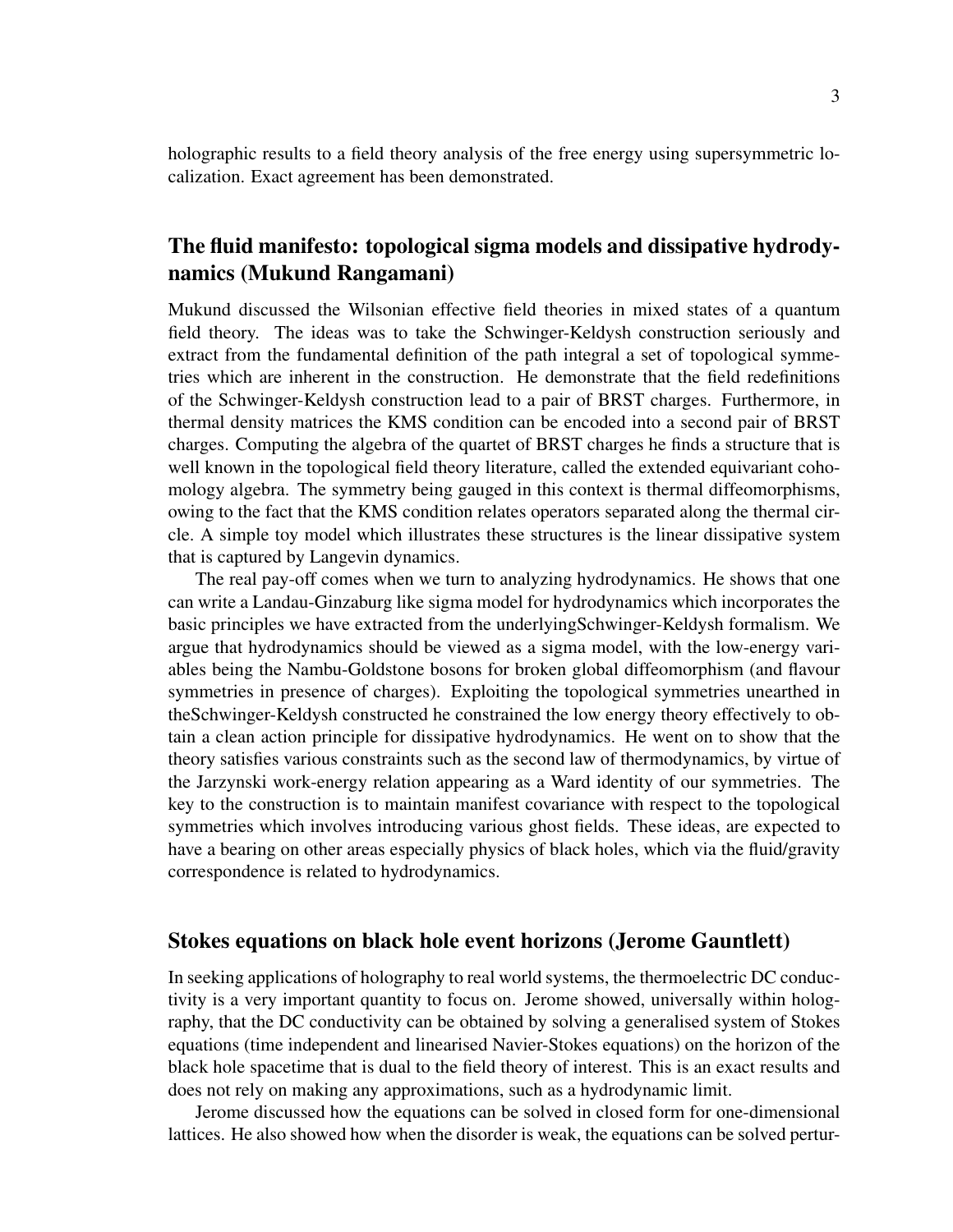holographic results to a field theory analysis of the free energy using supersymmetric localization. Exact agreement has been demonstrated.

## The fluid manifesto: topological sigma models and dissipative hydrodynamics (Mukund Rangamani)

Mukund discussed the Wilsonian effective field theories in mixed states of a quantum field theory. The ideas was to take the Schwinger-Keldysh construction seriously and extract from the fundamental definition of the path integral a set of topological symmetries which are inherent in the construction. He demonstrate that the field redefinitions of the Schwinger-Keldysh construction lead to a pair of BRST charges. Furthermore, in thermal density matrices the KMS condition can be encoded into a second pair of BRST charges. Computing the algebra of the quartet of BRST charges he finds a structure that is well known in the topological field theory literature, called the extended equivariant cohomology algebra. The symmetry being gauged in this context is thermal diffeomorphisms, owing to the fact that the KMS condition relates operators separated along the thermal circle. A simple toy model which illustrates these structures is the linear dissipative system that is captured by Langevin dynamics.

The real pay-off comes when we turn to analyzing hydrodynamics. He shows that one can write a Landau-Ginzaburg like sigma model for hydrodynamics which incorporates the basic principles we have extracted from the underlyingSchwinger-Keldysh formalism. We argue that hydrodynamics should be viewed as a sigma model, with the low-energy variables being the Nambu-Goldstone bosons for broken global diffeomorphism (and flavour symmetries in presence of charges). Exploiting the topological symmetries unearthed in theSchwinger-Keldysh constructed he constrained the low energy theory effectively to obtain a clean action principle for dissipative hydrodynamics. He went on to show that the theory satisfies various constraints such as the second law of thermodynamics, by virtue of the Jarzynski work-energy relation appearing as a Ward identity of our symmetries. The key to the construction is to maintain manifest covariance with respect to the topological symmetries which involves introducing various ghost fields. These ideas, are expected to have a bearing on other areas especially physics of black holes, which via the fluid/gravity correspondence is related to hydrodynamics.

## Stokes equations on black hole event horizons (Jerome Gauntlett)

In seeking applications of holography to real world systems, the thermoelectric DC conductivity is a very important quantity to focus on. Jerome showed, universally within holography, that the DC conductivity can be obtained by solving a generalised system of Stokes equations (time independent and linearised Navier-Stokes equations) on the horizon of the black hole spacetime that is dual to the field theory of interest. This is an exact results and does not rely on making any approximations, such as a hydrodynamic limit.

Jerome discussed how the equations can be solved in closed form for one-dimensional lattices. He also showed how when the disorder is weak, the equations can be solved pertur-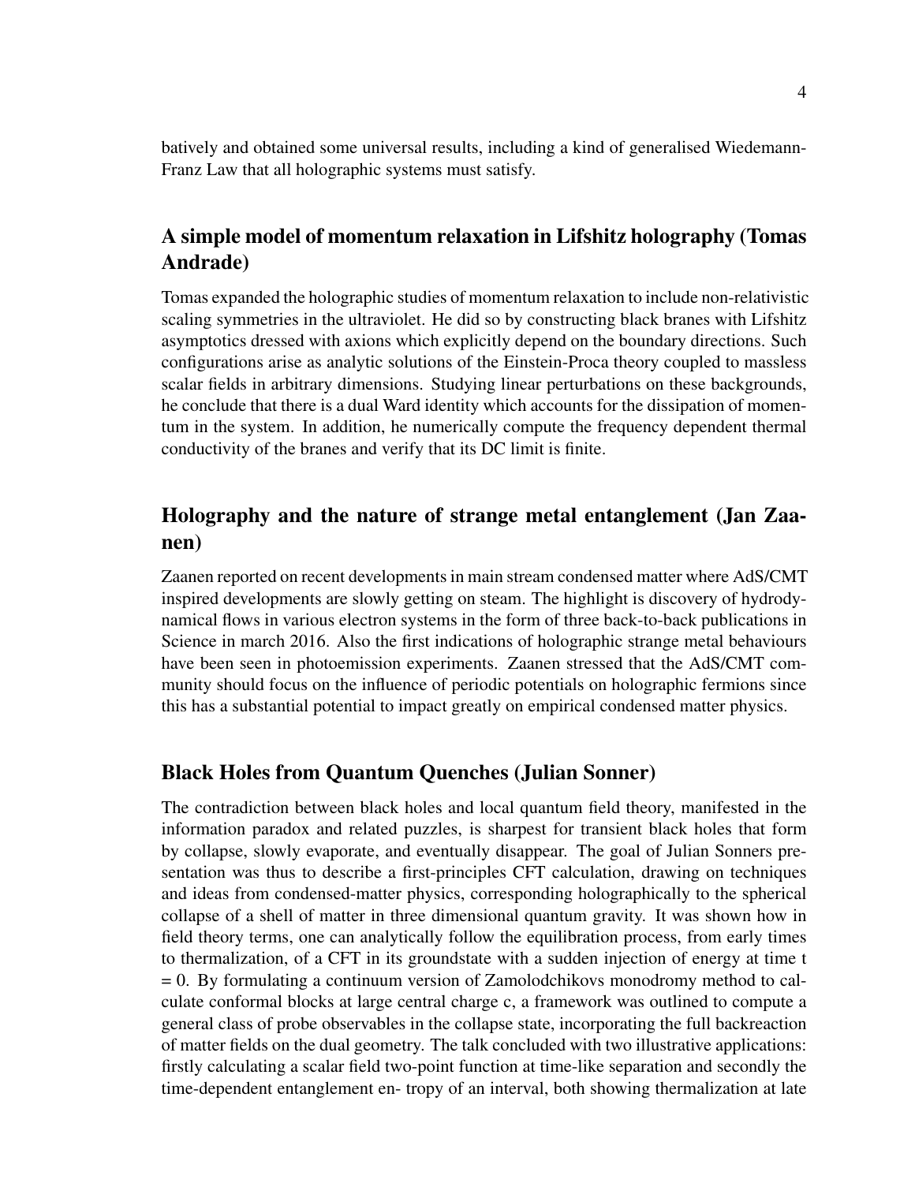batively and obtained some universal results, including a kind of generalised Wiedemann-Franz Law that all holographic systems must satisfy.

## A simple model of momentum relaxation in Lifshitz holography (Tomas Andrade)

Tomas expanded the holographic studies of momentum relaxation to include non-relativistic scaling symmetries in the ultraviolet. He did so by constructing black branes with Lifshitz asymptotics dressed with axions which explicitly depend on the boundary directions. Such configurations arise as analytic solutions of the Einstein-Proca theory coupled to massless scalar fields in arbitrary dimensions. Studying linear perturbations on these backgrounds, he conclude that there is a dual Ward identity which accounts for the dissipation of momentum in the system. In addition, he numerically compute the frequency dependent thermal conductivity of the branes and verify that its DC limit is finite.

## Holography and the nature of strange metal entanglement (Jan Zaanen)

Zaanen reported on recent developments in main stream condensed matter where AdS/CMT inspired developments are slowly getting on steam. The highlight is discovery of hydrodynamical flows in various electron systems in the form of three back-to-back publications in Science in march 2016. Also the first indications of holographic strange metal behaviours have been seen in photoemission experiments. Zaanen stressed that the AdS/CMT community should focus on the influence of periodic potentials on holographic fermions since this has a substantial potential to impact greatly on empirical condensed matter physics.

## Black Holes from Quantum Quenches (Julian Sonner)

The contradiction between black holes and local quantum field theory, manifested in the information paradox and related puzzles, is sharpest for transient black holes that form by collapse, slowly evaporate, and eventually disappear. The goal of Julian Sonners presentation was thus to describe a first-principles CFT calculation, drawing on techniques and ideas from condensed-matter physics, corresponding holographically to the spherical collapse of a shell of matter in three dimensional quantum gravity. It was shown how in field theory terms, one can analytically follow the equilibration process, from early times to thermalization, of a CFT in its groundstate with a sudden injection of energy at time $t = 0$. By formulating a continuum version of Zamolodchikovs monodromy method to calculate conformal blocks at large central charge c, a framework was outlined to compute a general class of probe observables in the collapse state, incorporating the full backreaction of matter fields on the dual geometry. The talk concluded with two illustrative applications: firstly calculating a scalar field two-point function at time-like separation and secondly the time-dependent entanglement en- tropy of an interval, both showing thermalization at late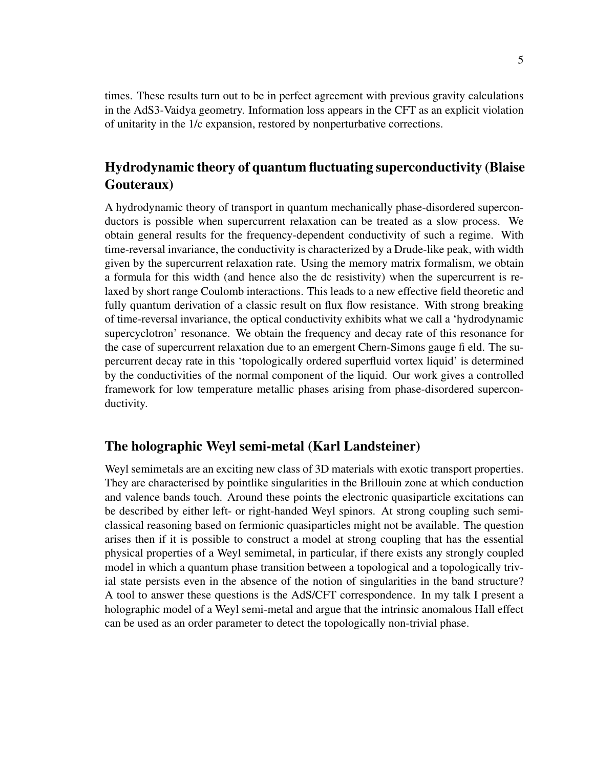times. These results turn out to be in perfect agreement with previous gravity calculations in the AdS3-Vaidya geometry. Information loss appears in the CFT as an explicit violation of unitarity in the 1/c expansion, restored by nonperturbative corrections.

## Hydrodynamic theory of quantum fluctuating superconductivity (Blaise Gouteraux)

A hydrodynamic theory of transport in quantum mechanically phase-disordered superconductors is possible when supercurrent relaxation can be treated as a slow process. We obtain general results for the frequency-dependent conductivity of such a regime. With time-reversal invariance, the conductivity is characterized by a Drude-like peak, with width given by the supercurrent relaxation rate. Using the memory matrix formalism, we obtain a formula for this width (and hence also the dc resistivity) when the supercurrent is relaxed by short range Coulomb interactions. This leads to a new effective field theoretic and fully quantum derivation of a classic result on flux flow resistance. With strong breaking of time-reversal invariance, the optical conductivity exhibits what we call a 'hydrodynamic supercyclotron' resonance. We obtain the frequency and decay rate of this resonance for the case of supercurrent relaxation due to an emergent Chern-Simons gauge fi eld. The supercurrent decay rate in this 'topologically ordered superfluid vortex liquid' is determined by the conductivities of the normal component of the liquid. Our work gives a controlled framework for low temperature metallic phases arising from phase-disordered superconductivity.

## The holographic Weyl semi-metal (Karl Landsteiner)

Weyl semimetals are an exciting new class of 3D materials with exotic transport properties. They are characterised by pointlike singularities in the Brillouin zone at which conduction and valence bands touch. Around these points the electronic quasiparticle excitations can be described by either left- or right-handed Weyl spinors. At strong coupling such semiclassical reasoning based on fermionic quasiparticles might not be available. The question arises then if it is possible to construct a model at strong coupling that has the essential physical properties of a Weyl semimetal, in particular, if there exists any strongly coupled model in which a quantum phase transition between a topological and a topologically trivial state persists even in the absence of the notion of singularities in the band structure? A tool to answer these questions is the AdS/CFT correspondence. In my talk I present a holographic model of a Weyl semi-metal and argue that the intrinsic anomalous Hall effect can be used as an order parameter to detect the topologically non-trivial phase.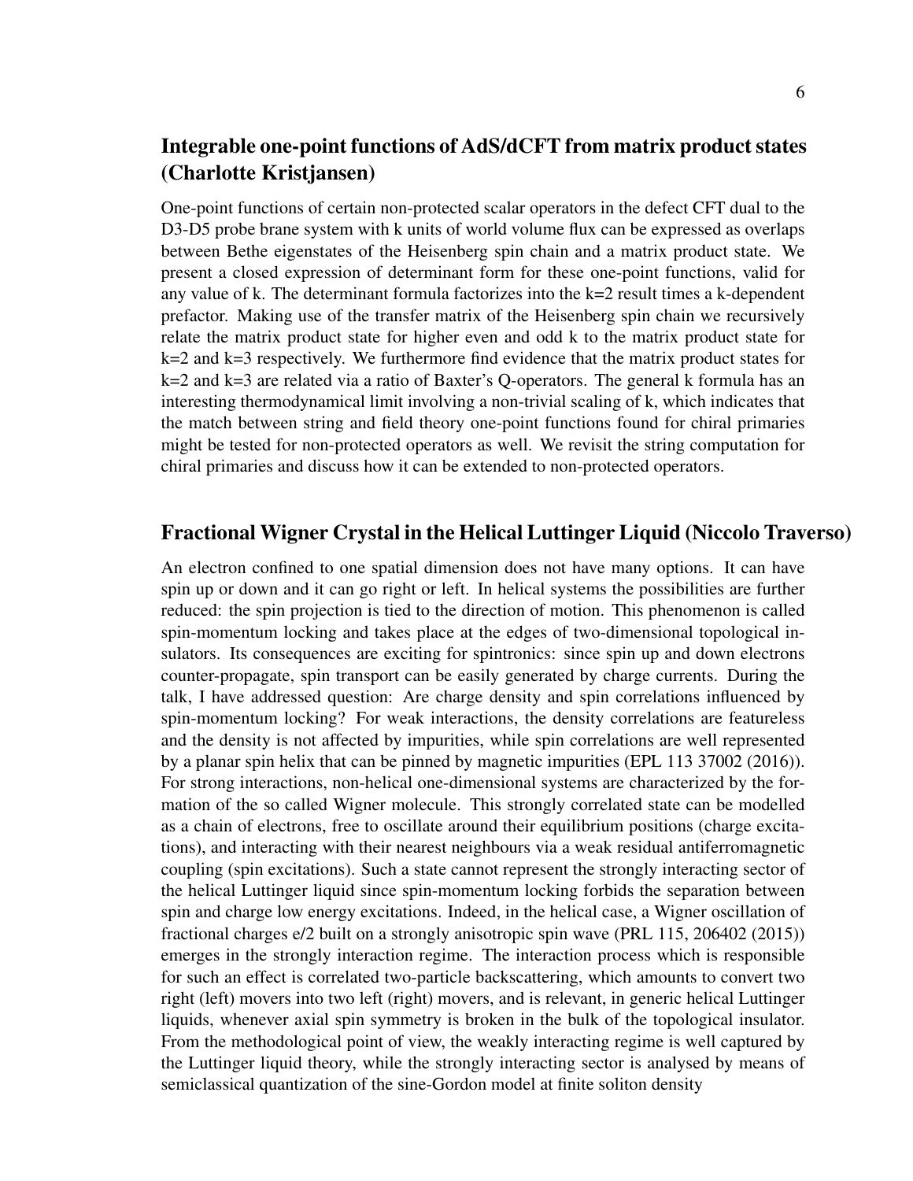## Integrable one-point functions of AdS/dCFT from matrix product states (Charlotte Kristjansen)

One-point functions of certain non-protected scalar operators in the defect CFT dual to the D3-D5 probe brane system with k units of world volume flux can be expressed as overlaps between Bethe eigenstates of the Heisenberg spin chain and a matrix product state. We present a closed expression of determinant form for these one-point functions, valid for any value of k. The determinant formula factorizes into the k=2 result times a k-dependent prefactor. Making use of the transfer matrix of the Heisenberg spin chain we recursively relate the matrix product state for higher even and odd k to the matrix product state for k=2 and k=3 respectively. We furthermore find evidence that the matrix product states for k=2 and k=3 are related via a ratio of Baxter's Q-operators. The general k formula has an interesting thermodynamical limit involving a non-trivial scaling of k, which indicates that the match between string and field theory one-point functions found for chiral primaries might be tested for non-protected operators as well. We revisit the string computation for chiral primaries and discuss how it can be extended to non-protected operators.

## Fractional Wigner Crystal in the Helical Luttinger Liquid (Niccolo Traverso)

An electron confined to one spatial dimension does not have many options. It can have spin up or down and it can go right or left. In helical systems the possibilities are further reduced: the spin projection is tied to the direction of motion. This phenomenon is called spin-momentum locking and takes place at the edges of two-dimensional topological insulators. Its consequences are exciting for spintronics: since spin up and down electrons counter-propagate, spin transport can be easily generated by charge currents. During the talk, I have addressed question: Are charge density and spin correlations influenced by spin-momentum locking? For weak interactions, the density correlations are featureless and the density is not affected by impurities, while spin correlations are well represented by a planar spin helix that can be pinned by magnetic impurities (EPL 113 37002 (2016)). For strong interactions, non-helical one-dimensional systems are characterized by the formation of the so called Wigner molecule. This strongly correlated state can be modelled as a chain of electrons, free to oscillate around their equilibrium positions (charge excitations), and interacting with their nearest neighbours via a weak residual antiferromagnetic coupling (spin excitations). Such a state cannot represent the strongly interacting sector of the helical Luttinger liquid since spin-momentum locking forbids the separation between spin and charge low energy excitations. Indeed, in the helical case, a Wigner oscillation of fractional charges e/2 built on a strongly anisotropic spin wave (PRL 115, 206402 (2015)) emerges in the strongly interaction regime. The interaction process which is responsible for such an effect is correlated two-particle backscattering, which amounts to convert two right (left) movers into two left (right) movers, and is relevant, in generic helical Luttinger liquids, whenever axial spin symmetry is broken in the bulk of the topological insulator. From the methodological point of view, the weakly interacting regime is well captured by the Luttinger liquid theory, while the strongly interacting sector is analysed by means of semiclassical quantization of the sine-Gordon model at finite soliton density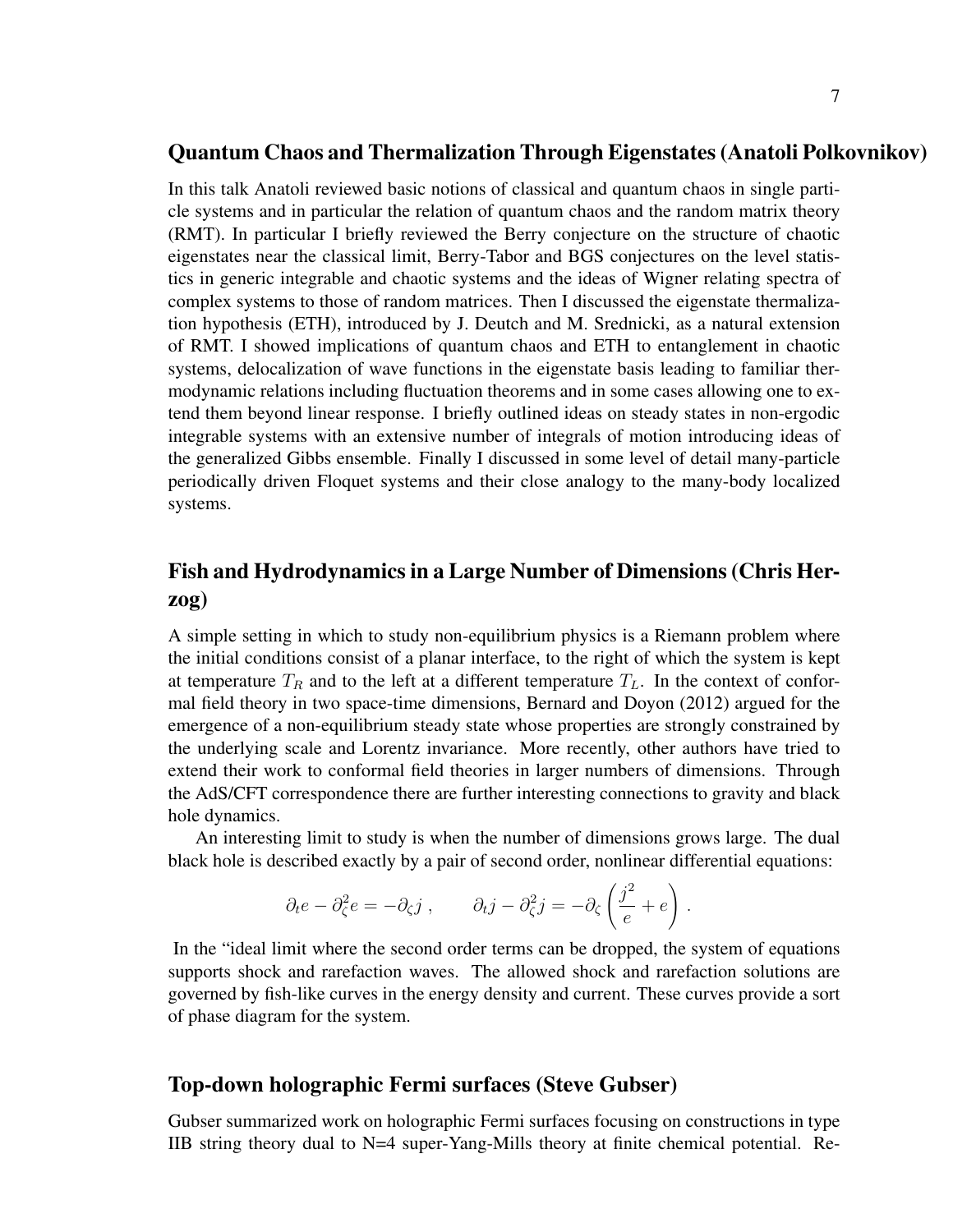## Quantum Chaos and Thermalization Through Eigenstates (Anatoli Polkovnikov)

In this talk Anatoli reviewed basic notions of classical and quantum chaos in single particle systems and in particular the relation of quantum chaos and the random matrix theory (RMT). In particular I briefly reviewed the Berry conjecture on the structure of chaotic eigenstates near the classical limit, Berry-Tabor and BGS conjectures on the level statistics in generic integrable and chaotic systems and the ideas of Wigner relating spectra of complex systems to those of random matrices. Then I discussed the eigenstate thermalization hypothesis (ETH), introduced by J. Deutch and M. Srednicki, as a natural extension of RMT. I showed implications of quantum chaos and ETH to entanglement in chaotic systems, delocalization of wave functions in the eigenstate basis leading to familiar thermodynamic relations including fluctuation theorems and in some cases allowing one to extend them beyond linear response. I briefly outlined ideas on steady states in non-ergodic integrable systems with an extensive number of integrals of motion introducing ideas of the generalized Gibbs ensemble. Finally I discussed in some level of detail many-particle periodically driven Floquet systems and their close analogy to the many-body localized systems.

## Fish and Hydrodynamics in a Large Number of Dimensions (Chris Herzog)

A simple setting in which to study non-equilibrium physics is a Riemann problem where the initial conditions consist of a planar interface, to the right of which the system is kept at temperature $T_R$ and to the left at a different temperature $T_L$. In the context of conformal field theory in two space-time dimensions, Bernard and Doyon (2012) argued for the emergence of a non-equilibrium steady state whose properties are strongly constrained by the underlying scale and Lorentz invariance. More recently, other authors have tried to extend their work to conformal field theories in larger numbers of dimensions. Through the AdS/CFT correspondence there are further interesting connections to gravity and black hole dynamics.

An interesting limit to study is when the number of dimensions grows large. The dual black hole is described exactly by a pair of second order, nonlinear differential equations:

$$\partial_t e - \partial_\zeta^2 e = -\partial_\zeta j \, , \qquad \partial_t j - \partial_\zeta^2 j = -\partial_\zeta \left( \frac{j^2}{e} + e \right) \, .$$

In the "ideal limit where the second order terms can be dropped, the system of equations supports shock and rarefaction waves. The allowed shock and rarefaction solutions are governed by fish-like curves in the energy density and current. These curves provide a sort of phase diagram for the system.

## Top-down holographic Fermi surfaces (Steve Gubser)

Gubser summarized work on holographic Fermi surfaces focusing on constructions in type IIB string theory dual to N=4 super-Yang-Mills theory at finite chemical potential. Re-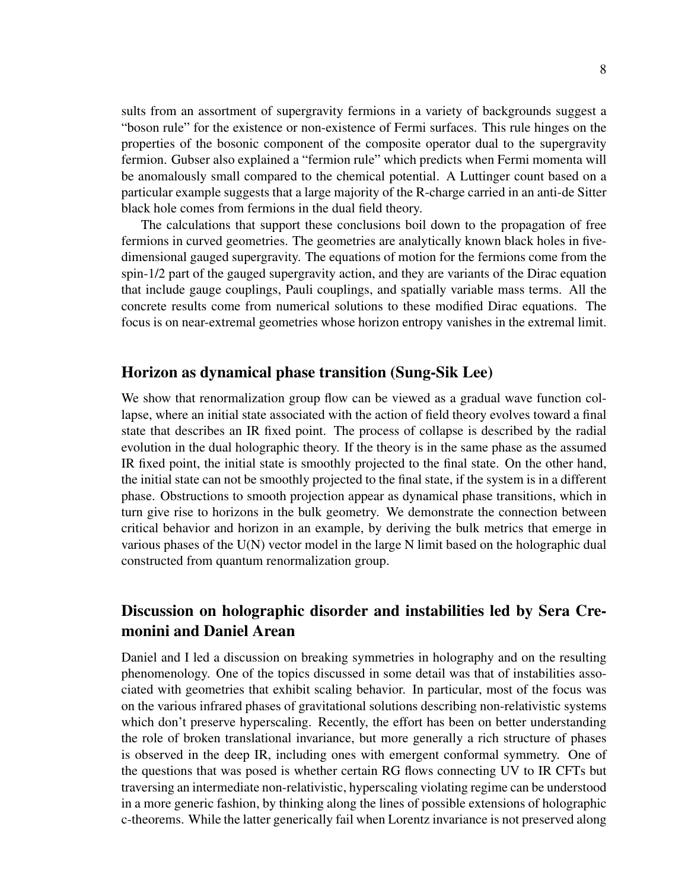sults from an assortment of supergravity fermions in a variety of backgrounds suggest a "boson rule" for the existence or non-existence of Fermi surfaces. This rule hinges on the properties of the bosonic component of the composite operator dual to the supergravity fermion. Gubser also explained a "fermion rule" which predicts when Fermi momenta will be anomalously small compared to the chemical potential. A Luttinger count based on a particular example suggests that a large majority of the R-charge carried in an anti-de Sitter black hole comes from fermions in the dual field theory.

The calculations that support these conclusions boil down to the propagation of free fermions in curved geometries. The geometries are analytically known black holes in five-dimensional gauged supergravity. The equations of motion for the fermions come from the spin-1/2 part of the gauged supergravity action, and they are variants of the Dirac equation that include gauge couplings, Pauli couplings, and spatially variable mass terms. All the concrete results come from numerical solutions to these modified Dirac equations. The focus is on near-extremal geometries whose horizon entropy vanishes in the extremal limit.

## Horizon as dynamical phase transition (Sung-Sik Lee)

We show that renormalization group flow can be viewed as a gradual wave function collapse, where an initial state associated with the action of field theory evolves toward a final state that describes an IR fixed point. The process of collapse is described by the radial evolution in the dual holographic theory. If the theory is in the same phase as the assumed IR fixed point, the initial state is smoothly projected to the final state. On the other hand, the initial state can not be smoothly projected to the final state, if the system is in a different phase. Obstructions to smooth projection appear as dynamical phase transitions, which in turn give rise to horizons in the bulk geometry. We demonstrate the connection between critical behavior and horizon in an example, by deriving the bulk metrics that emerge in various phases of the U(N) vector model in the large N limit based on the holographic dual constructed from quantum renormalization group.

## Discussion on holographic disorder and instabilities led by Sera Cremonini and Daniel Arean

Daniel and I led a discussion on breaking symmetries in holography and on the resulting phenomenology. One of the topics discussed in some detail was that of instabilities associated with geometries that exhibit scaling behavior. In particular, most of the focus was on the various infrared phases of gravitational solutions describing non-relativistic systems which don't preserve hyperscaling. Recently, the effort has been on better understanding the role of broken translational invariance, but more generally a rich structure of phases is observed in the deep IR, including ones with emergent conformal symmetry. One of the questions that was posed is whether certain RG flows connecting UV to IR CFTs but traversing an intermediate non-relativistic, hyperscaling violating regime can be understood in a more generic fashion, by thinking along the lines of possible extensions of holographic c-theorems. While the latter generically fail when Lorentz invariance is not preserved along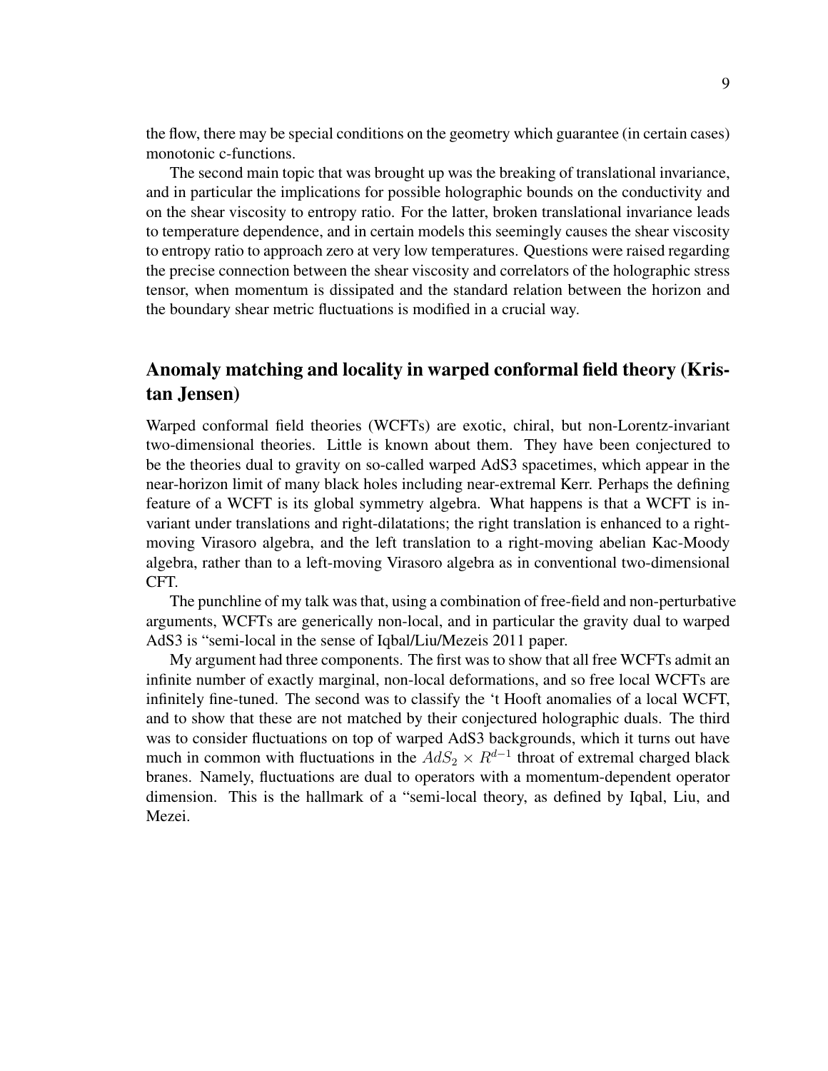the flow, there may be special conditions on the geometry which guarantee (in certain cases) monotonic c-functions.

The second main topic that was brought up was the breaking of translational invariance, and in particular the implications for possible holographic bounds on the conductivity and on the shear viscosity to entropy ratio. For the latter, broken translational invariance leads to temperature dependence, and in certain models this seemingly causes the shear viscosity to entropy ratio to approach zero at very low temperatures. Questions were raised regarding the precise connection between the shear viscosity and correlators of the holographic stress tensor, when momentum is dissipated and the standard relation between the horizon and the boundary shear metric fluctuations is modified in a crucial way.

## Anomaly matching and locality in warped conformal field theory (Kristan Jensen)

Warped conformal field theories (WCFTs) are exotic, chiral, but non-Lorentz-invariant two-dimensional theories. Little is known about them. They have been conjectured to be the theories dual to gravity on so-called warped AdS3 spacetimes, which appear in the near-horizon limit of many black holes including near-extremal Kerr. Perhaps the defining feature of a WCFT is its global symmetry algebra. What happens is that a WCFT is invariant under translations and right-dilatations; the right translation is enhanced to a right-moving Virasoro algebra, and the left translation to a right-moving abelian Kac-Moody algebra, rather than to a left-moving Virasoro algebra as in conventional two-dimensional CFT.

The punchline of my talk was that, using a combination of free-field and non-perturbative arguments, WCFTs are generically non-local, and in particular the gravity dual to warped AdS3 is "semi-local in the sense of Iqbal/Liu/Mezeis 2011 paper.

My argument had three components. The first was to show that all free WCFTs admit an infinite number of exactly marginal, non-local deformations, and so free local WCFTs are infinitely fine-tuned. The second was to classify the 't Hooft anomalies of a local WCFT, and to show that these are not matched by their conjectured holographic duals. The third was to consider fluctuations on top of warped AdS3 backgrounds, which it turns out have much in common with fluctuations in the $AdS_2 \times R^{d-1}$ throat of extremal charged black branes. Namely, fluctuations are dual to operators with a momentum-dependent operator dimension. This is the hallmark of a "semi-local theory, as defined by Iqbal, Liu, and Mezei.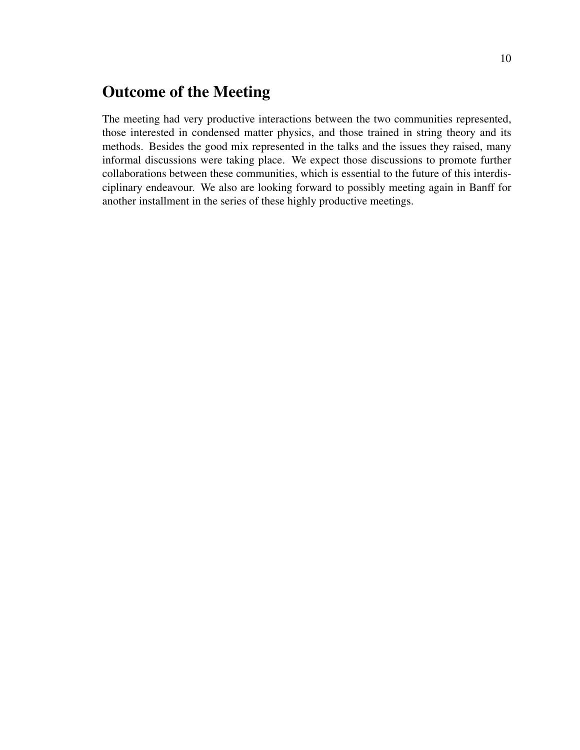## Outcome of the Meeting

The meeting had very productive interactions between the two communities represented, those interested in condensed matter physics, and those trained in string theory and its methods. Besides the good mix represented in the talks and the issues they raised, many informal discussions were taking place. We expect those discussions to promote further collaborations between these communities, which is essential to the future of this interdisciplinary endeavour. We also are looking forward to possibly meeting again in Banff for another installment in the series of these highly productive meetings.